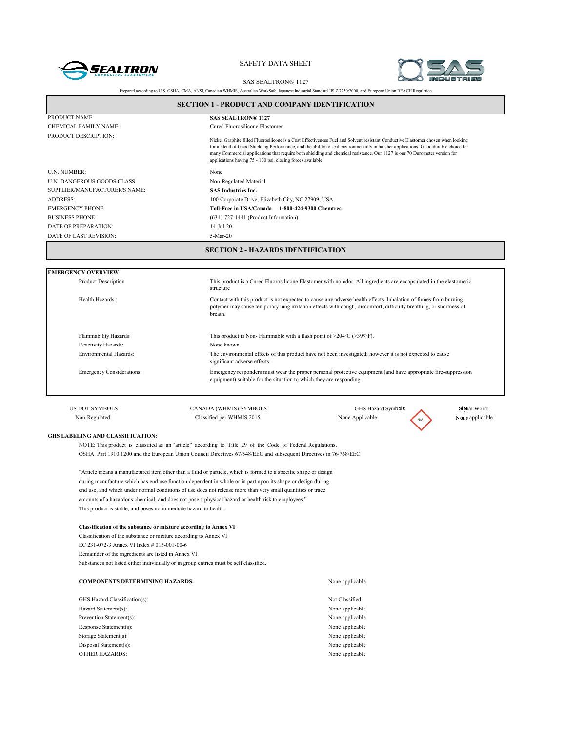SAFETY DATA SHEET

SAS SEALTRON® 1127

Prepared according to U.S. OSHA, CMA, ANSI, Canadian WHMIS, Australian WorkSafe, Japanese Industrial Standard JIS Z 7250:2000, and European Union REACH Regulation

## SECTION 1 - PRODUCT AND COMPANY IDENTIFICATION

| | |
|---|---|
| PRODUCT NAME: | **SAS SEALTRON® 1127** |
| CHEMICAL FAMILY NAME: | Cured Fluorosilicone Elastomer |
| PRODUCT DESCRIPTION: | Nickel Graphite filled Fluorosilicone is a Cost Effectiveness Fuel and Solvent resistant Conductive Elastomer chosen when looking for a blend of Good Shielding Performance, and the ability to seal environmentally in harsher applications. Good durable choice for many Commercial applications that require both shielding and chemical resistance. Our 1127 is our 70 Durometer version for applications having 75 - 100 psi. closing forces available. |
| U.N. NUMBER: | None |
| U.N. DANGEROUS GOODS CLASS: | Non-Regulated Material |
| SUPPLIER/MANUFACTURER'S NAME: | **SAS Industries Inc.** |
| ADDRESS: | 100 Corporate Drive, Elizabeth City, NC 27909, USA |
| EMERGENCY PHONE: | **Toll-Free in USA/Canada 1-800-424-9300 Chemtrec** |
| BUSINESS PHONE: | (631)-727-1441 (Product Information) |
| DATE OF PREPARATION: | 14-Jul-20 |
| DATE OF LAST REVISION: | 5-Mar-20 |

## SECTION 2 - HAZARDS IDENTIFICATION

**EMERGENCY OVERVIEW**

| | |
|---|---|
| Product Description | This product is a Cured Fluorosilicone Elastomer with no odor. All ingredients are encapsulated in the elastomeric structure |
| Health Hazards : | Contact with this product is not expected to cause any adverse health effects. Inhalation of fumes from burning polymer may cause temporary lung irritation effects with cough, discomfort, difficulty breathing, or shortness of breath. |
| Flammability Hazards: | This product is Non- Flammable with a flash point of >204ºC (>399ºF). |
| Reactivity Hazards: | None known. |
| Environmental Hazards: | The environmental effects of this product have not been investigated; however it is not expected to cause significant adverse effects. |
| Emergency Considerations: | Emergency responders must wear the proper personal protective equipment (and have appropriate fire-suppression equipment) suitable for the situation to which they are responding. |

| US DOT SYMBOLS | CANADA (WHMIS) SYMBOLS | GHS Hazard Symbols | Signal Word: |
|---|---|---|---|
| Non-Regulated | Classified per WHMIS 2015 | None Applicable (N/A) | None applicable |

**GHS LABELING AND CLASSIFICATION:**

NOTE: This product is classified as an "article" according to Title 29 of the Code of Federal Regulations, OSHA Part 1910.1200 and the European Union Council Directives 67/548/EEC and subsequent Directives in 76/768/EEC

"Article means a manufactured item other than a fluid or particle, which is formed to a specific shape or design during manufacture which has end use function dependent in whole or in part upon its shape or design during end use, and which under normal conditions of use does not release more than very small quantities or trace amounts of a hazardous chemical, and does not pose a physical hazard or health risk to employees."

This product is stable, and poses no immediate hazard to health.

**Classification of the substance or mixture according to Annex VI**

Classification of the substance or mixture according to Annex VI

EC 231-072-3 Annex VI Index # 013-001-00-6

Remainder of the ingredients are listed in Annex VI

Substances not listed either individually or in group entries must be self classified.

| | |
|---|---|
| **COMPONENTS DETERMINING HAZARDS:** | None applicable |
| GHS Hazard Classification(s): | Not Classified |
| Hazard Statement(s): | None applicable |
| Prevention Statement(s): | None applicable |
| Response Statement(s): | None applicable |
| Storage Statement(s): | None applicable |
| Disposal Statement(s): | None applicable |
| OTHER HAZARDS: | None applicable |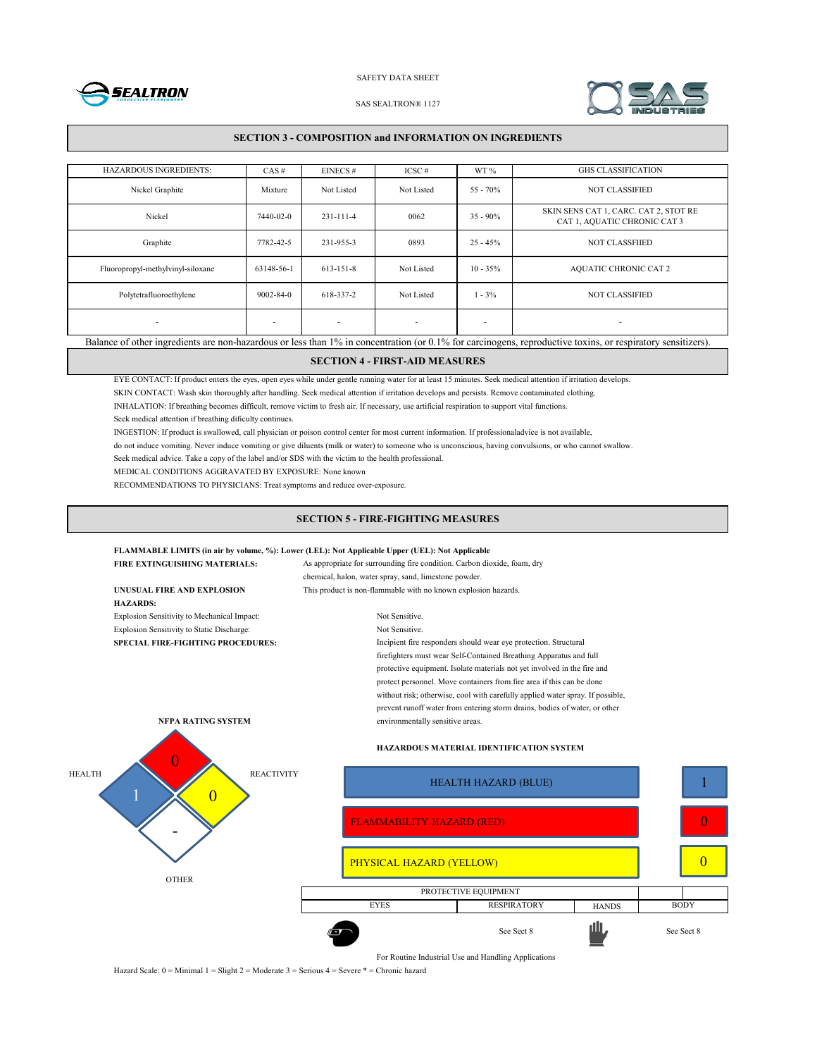## SECTION 3 - COMPOSITION and INFORMATION ON INGREDIENTS

| HAZARDOUS INGREDIENTS: | CAS # | EINECS # | ICSC # | WT % | GHS CLASSIFICATION |
|---|---|---|---|---|---|
| Nickel Graphite | Mixture | Not Listed | Not Listed | 55 - 70% | NOT CLASSIFIED |
| Nickel | 7440-02-0 | 231-111-4 | 0062 | 35 - 90% | SKIN SENS CAT 1, CARC. CAT 2, STOT RE CAT 1, AQUATIC CHRONIC CAT 3 |
| Graphite | 7782-42-5 | 231-955-3 | 0893 | 25 - 45% | NOT CLASSFIIED |
| Fluoropropyl-methylvinyl-siloxane | 63148-56-1 | 613-151-8 | Not Listed | 10 - 35% | AQUATIC CHRONIC CAT 2 |
| Polytetrafluoroethylene | 9002-84-0 | 618-337-2 | Not Listed | 1 - 3% | NOT CLASSIFIED |
| - | - | - | - | - | - |

Balance of other ingredients are non-hazardous or less than 1% in concentration (or 0.1% for carcinogens, reproductive toxins, or respiratory sensitizers).

## SECTION 4 - FIRST-AID MEASURES

EYE CONTACT: If product enters the eyes, open eyes while under gentle running water for at least 15 minutes. Seek medical attention if irritation develops.

SKIN CONTACT: Wash skin thoroughly after handling. Seek medical attention if irritation develops and persists. Remove contaminated clothing.

INHALATION: If breathing becomes difficult, remove victim to fresh air. If necessary, use artificial respiration to support vital functions. Seek medical attention if breathing dificulty continues.

INGESTION: If product is swallowed, call physician or poison control center for most current information. If professionaladvice is not available, do not induce vomiting. Never induce vomiting or give diluents (milk or water) to someone who is unconscious, having convulsions, or who cannot swallow. Seek medical advice. Take a copy of the label and/or SDS with the victim to the health professional.

MEDICAL CONDITIONS AGGRAVATED BY EXPOSURE: None known

RECOMMENDATIONS TO PHYSICIANS: Treat symptoms and reduce over-exposure.

## SECTION 5 - FIRE-FIGHTING MEASURES

**FLAMMABLE LIMITS (in air by volume, %): Lower (LEL): Not Applicable Upper (UEL): Not Applicable**

**FIRE EXTINGUISHING MATERIALS:** As appropriate for surrounding fire condition. Carbon dioxide, foam, dry chemical, halon, water spray, sand, limestone powder.

**UNUSUAL FIRE AND EXPLOSION HAZARDS:** This product is non-flammable with no known explosion hazards.

Explosion Sensitivity to Mechanical Impact: Not Sensitive.

Explosion Sensitivity to Static Discharge: Not Sensitive.

**SPECIAL FIRE-FIGHTING PROCEDURES:** Incipient fire responders should wear eye protection. Structural firefighters must wear Self-Contained Breathing Apparatus and full protective equipment. Isolate materials not yet involved in the fire and protect personnel. Move containers from fire area if this can be done without risk; otherwise, cool with carefully applied water spray. If possible, prevent runoff water from entering storm drains, bodies of water, or other environmentally sensitive areas.

**NFPA RATING SYSTEM**

| HEALTH | FLAMMABILITY | REACTIVITY | OTHER |
|---|---|---|---|
| 1 | 0 | 0 | - |

**HAZARDOUS MATERIAL IDENTIFICATION SYSTEM**

| Hazard | Rating |
|---|---|
| HEALTH HAZARD (BLUE) | 1 |
| FLAMMABILITY HAZARD (RED) | 0 |
| PHYSICAL HAZARD (YELLOW) | 0 |

| PROTECTIVE EQUIPMENT | | | |
|---|---|---|---|
| EYES | RESPIRATORY | HANDS | BODY |
| | See Sect 8 | | See Sect 8 |

For Routine Industrial Use and Handling Applications

Hazard Scale: 0 = Minimal 1 = Slight 2 = Moderate 3 = Serious 4 = Severe * = Chronic hazard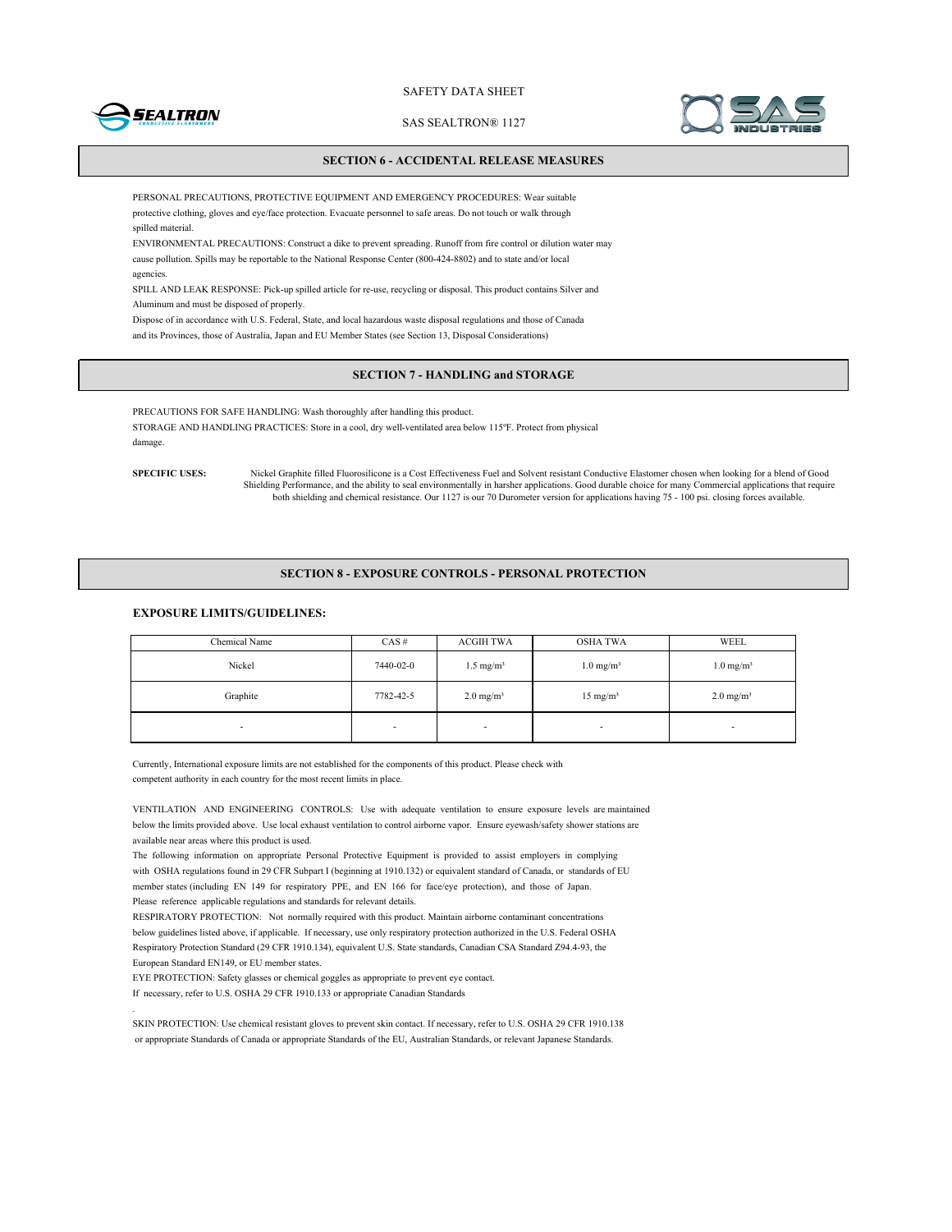## SECTION 6 - ACCIDENTAL RELEASE MEASURES

PERSONAL PRECAUTIONS, PROTECTIVE EQUIPMENT AND EMERGENCY PROCEDURES: Wear suitable protective clothing, gloves and eye/face protection. Evacuate personnel to safe areas. Do not touch or walk through spilled material.

ENVIRONMENTAL PRECAUTIONS: Construct a dike to prevent spreading. Runoff from fire control or dilution water may cause pollution. Spills may be reportable to the National Response Center (800-424-8802) and to state and/or local agencies.

SPILL AND LEAK RESPONSE: Pick-up spilled article for re-use, recycling or disposal. This product contains Silver and Aluminum and must be disposed of properly.

Dispose of in accordance with U.S. Federal, State, and local hazardous waste disposal regulations and those of Canada and its Provinces, those of Australia, Japan and EU Member States (see Section 13, Disposal Considerations)

## SECTION 7 - HANDLING and STORAGE

PRECAUTIONS FOR SAFE HANDLING: Wash thoroughly after handling this product.

STORAGE AND HANDLING PRACTICES: Store in a cool, dry well-ventilated area below 115ºF. Protect from physical damage.

**SPECIFIC USES:** Nickel Graphite filled Fluorosilicone is a Cost Effectiveness Fuel and Solvent resistant Conductive Elastomer chosen when looking for a blend of Good Shielding Performance, and the ability to seal environmentally in harsher applications. Good durable choice for many Commercial applications that require both shielding and chemical resistance. Our 1127 is our 70 Durometer version for applications having 75 - 100 psi. closing forces available.

## SECTION 8 - EXPOSURE CONTROLS - PERSONAL PROTECTION

**EXPOSURE LIMITS/GUIDELINES:**

| Chemical Name | CAS # | ACGIH TWA | OSHA TWA | WEEL |
|---|---|---|---|---|
| Nickel | 7440-02-0 | 1.5 mg/m³ | 1.0 mg/m³ | 1.0 mg/m³ |
| Graphite | 7782-42-5 | 2.0 mg/m³ | 15 mg/m³ | 2.0 mg/m³ |
| - | - | - | - | - |

Currently, International exposure limits are not established for the components of this product. Please check with competent authority in each country for the most recent limits in place.

VENTILATION AND ENGINEERING CONTROLS: Use with adequate ventilation to ensure exposure levels are maintained below the limits provided above. Use local exhaust ventilation to control airborne vapor. Ensure eyewash/safety shower stations are available near areas where this product is used.

The following information on appropriate Personal Protective Equipment is provided to assist employers in complying with OSHA regulations found in 29 CFR Subpart I (beginning at 1910.132) or equivalent standard of Canada, or standards of EU member states (including EN 149 for respiratory PPE, and EN 166 for face/eye protection), and those of Japan. Please reference applicable regulations and standards for relevant details.

RESPIRATORY PROTECTION: Not normally required with this product. Maintain airborne contaminant concentrations below guidelines listed above, if applicable. If necessary, use only respiratory protection authorized in the U.S. Federal OSHA Respiratory Protection Standard (29 CFR 1910.134), equivalent U.S. State standards, Canadian CSA Standard Z94.4-93, the European Standard EN149, or EU member states.

EYE PROTECTION: Safety glasses or chemical goggles as appropriate to prevent eye contact.

If necessary, refer to U.S. OSHA 29 CFR 1910.133 or appropriate Canadian Standards

SKIN PROTECTION: Use chemical resistant gloves to prevent skin contact. If necessary, refer to U.S. OSHA 29 CFR 1910.138 or appropriate Standards of Canada or appropriate Standards of the EU, Australian Standards, or relevant Japanese Standards.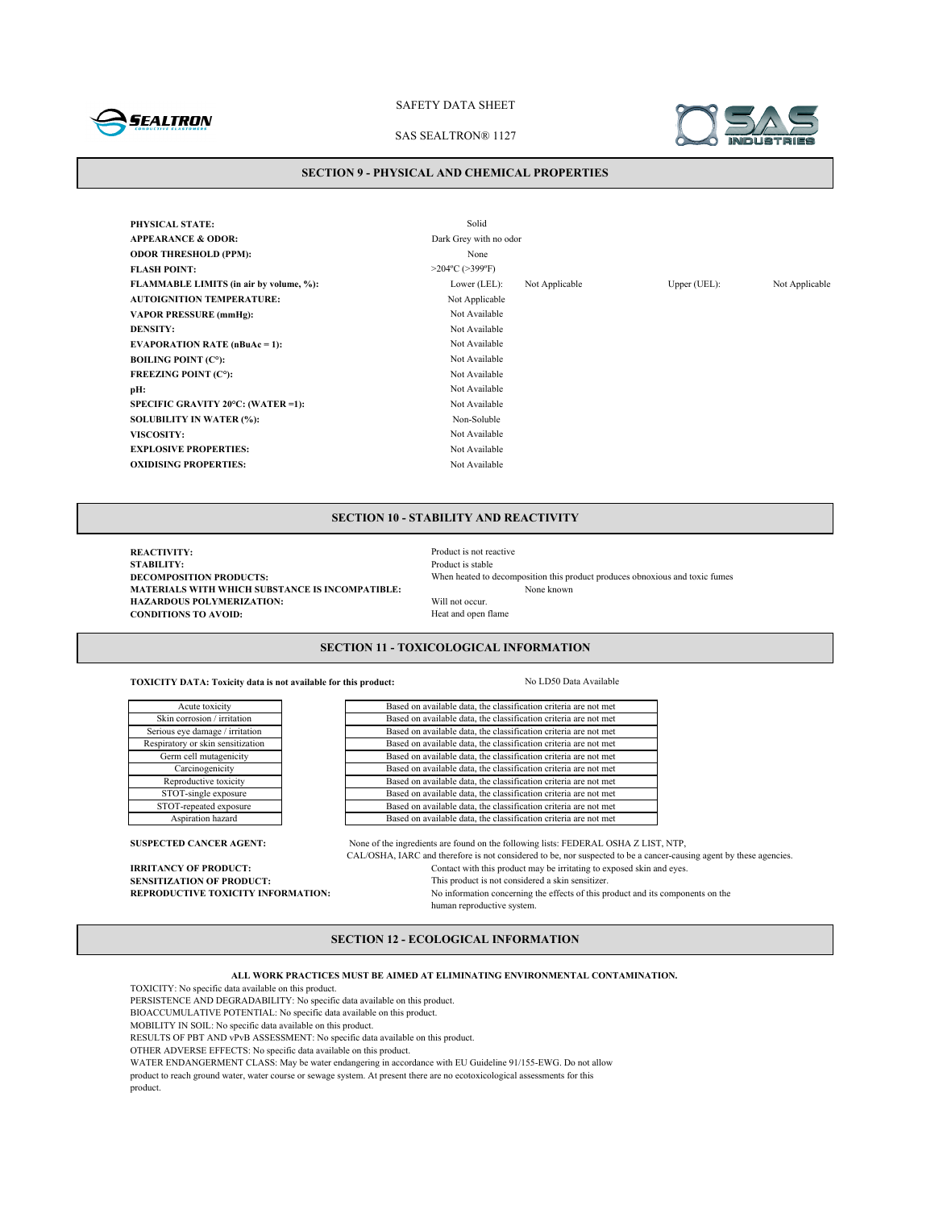## SECTION 9 - PHYSICAL AND CHEMICAL PROPERTIES

| | | | | |
|---|---|---|---|---|
| **PHYSICAL STATE:** | Solid | | | |
| **APPEARANCE & ODOR:** | Dark Grey with no odor | | | |
| **ODOR THRESHOLD (PPM):** | None | | | |
| **FLASH POINT:** | >204ºC (>399ºF) | | | |
| **FLAMMABLE LIMITS (in air by volume, %):** | Lower (LEL): | Not Applicable | Upper (UEL): | Not Applicable |
| **AUTOIGNITION TEMPERATURE:** | Not Applicable | | | |
| **VAPOR PRESSURE (mmHg):** | Not Available | | | |
| **DENSITY:** | Not Available | | | |
| **EVAPORATION RATE (nBuAc = 1):** | Not Available | | | |
| **BOILING POINT (C°):** | Not Available | | | |
| **FREEZING POINT (C°):** | Not Available | | | |
| **pH:** | Not Available | | | |
| **SPECIFIC GRAVITY 20°C: (WATER =1):** | Not Available | | | |
| **SOLUBILITY IN WATER (%):** | Non-Soluble | | | |
| **VISCOSITY:** | Not Available | | | |
| **EXPLOSIVE PROPERTIES:** | Not Available | | | |
| **OXIDISING PROPERTIES:** | Not Available | | | |

## SECTION 10 - STABILITY AND REACTIVITY

**REACTIVITY:** Product is not reactive
**STABILITY:** Product is stable
**DECOMPOSITION PRODUCTS:** When heated to decomposition this product produces obnoxious and toxic fumes
**MATERIALS WITH WHICH SUBSTANCE IS INCOMPATIBLE:** None known
**HAZARDOUS POLYMERIZATION:** Will not occur.
**CONDITIONS TO AVOID:** Heat and open flame

## SECTION 11 - TOXICOLOGICAL INFORMATION

**TOXICITY DATA: Toxicity data is not available for this product:** No LD50 Data Available

| Hazard class | Result |
|---|---|
| Acute toxicity | Based on available data, the classification criteria are not met |
| Skin corrosion / irritation | Based on available data, the classification criteria are not met |
| Serious eye damage / irritation | Based on available data, the classification criteria are not met |
| Respiratory or skin sensitization | Based on available data, the classification criteria are not met |
| Germ cell mutagenicity | Based on available data, the classification criteria are not met |
| Carcinogenicity | Based on available data, the classification criteria are not met |
| Reproductive toxicity | Based on available data, the classification criteria are not met |
| STOT-single exposure | Based on available data, the classification criteria are not met |
| STOT-repeated exposure | Based on available data, the classification criteria are not met |
| Aspiration hazard | Based on available data, the classification criteria are not met |

**SUSPECTED CANCER AGENT:** None of the ingredients are found on the following lists: FEDERAL OSHA Z LIST, NTP, CAL/OSHA, IARC and therefore is not considered to be, nor suspected to be a cancer-causing agent by these agencies.
**IRRITANCY OF PRODUCT:** Contact with this product may be irritating to exposed skin and eyes.
**SENSITIZATION OF PRODUCT:** This product is not considered a skin sensitizer.
**REPRODUCTIVE TOXICITY INFORMATION:** No information concerning the effects of this product and its components on the human reproductive system.

## SECTION 12 - ECOLOGICAL INFORMATION

**ALL WORK PRACTICES MUST BE AIMED AT ELIMINATING ENVIRONMENTAL CONTAMINATION.**

TOXICITY: No specific data available on this product.
PERSISTENCE AND DEGRADABILITY: No specific data available on this product.
BIOACCUMULATIVE POTENTIAL: No specific data available on this product.
MOBILITY IN SOIL: No specific data available on this product.
RESULTS OF PBT AND vPvB ASSESSMENT: No specific data available on this product.
OTHER ADVERSE EFFECTS: No specific data available on this product.
WATER ENDANGERMENT CLASS: May be water endangering in accordance with EU Guideline 91/155-EWG. Do not allow product to reach ground water, water course or sewage system. At present there are no ecotoxicological assessments for this product.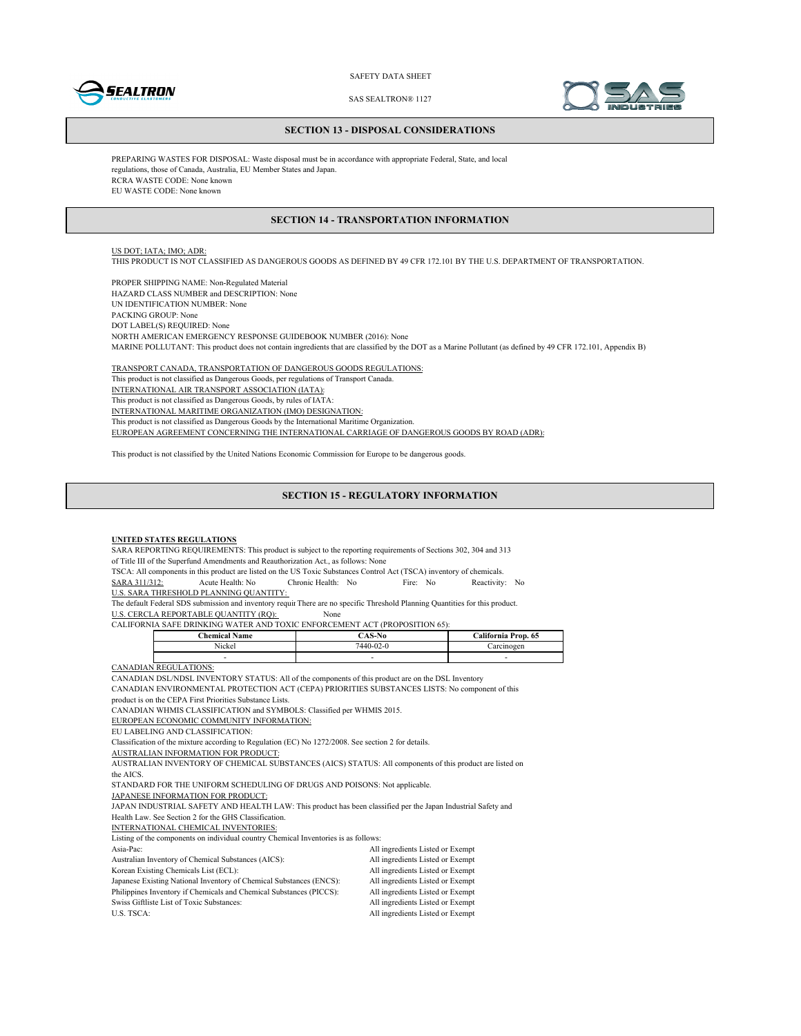## SECTION 13 - DISPOSAL CONSIDERATIONS

PREPARING WASTES FOR DISPOSAL: Waste disposal must be in accordance with appropriate Federal, State, and local regulations, those of Canada, Australia, EU Member States and Japan.
RCRA WASTE CODE: None known
EU WASTE CODE: None known

## SECTION 14 - TRANSPORTATION INFORMATION

US DOT; IATA; IMO; ADR:
THIS PRODUCT IS NOT CLASSIFIED AS DANGEROUS GOODS AS DEFINED BY 49 CFR 172.101 BY THE U.S. DEPARTMENT OF TRANSPORTATION.

PROPER SHIPPING NAME: Non-Regulated Material
HAZARD CLASS NUMBER and DESCRIPTION: None
UN IDENTIFICATION NUMBER: None
PACKING GROUP: None
DOT LABEL(S) REQUIRED: None
NORTH AMERICAN EMERGENCY RESPONSE GUIDEBOOK NUMBER (2016): None
MARINE POLLUTANT: This product does not contain ingredients that are classified by the DOT as a Marine Pollutant (as defined by 49 CFR 172.101, Appendix B)

TRANSPORT CANADA, TRANSPORTATION OF DANGEROUS GOODS REGULATIONS:
This product is not classified as Dangerous Goods, per regulations of Transport Canada.
INTERNATIONAL AIR TRANSPORT ASSOCIATION (IATA):
This product is not classified as Dangerous Goods, by rules of IATA:
INTERNATIONAL MARITIME ORGANIZATION (IMO) DESIGNATION:
This product is not classified as Dangerous Goods by the International Maritime Organization.
EUROPEAN AGREEMENT CONCERNING THE INTERNATIONAL CARRIAGE OF DANGEROUS GOODS BY ROAD (ADR):

This product is not classified by the United Nations Economic Commission for Europe to be dangerous goods.

## SECTION 15 - REGULATORY INFORMATION

**UNITED STATES REGULATIONS**
SARA REPORTING REQUIREMENTS: This product is subject to the reporting requirements of Sections 302, 304 and 313 of Title III of the Superfund Amendments and Reauthorization Act., as follows: None
TSCA: All components in this product are listed on the US Toxic Substances Control Act (TSCA) inventory of chemicals.
SARA 311/312: Acute Health: No Chronic Health: No Fire: No Reactivity: No
U.S. SARA THRESHOLD PLANNING QUANTITY:
The default Federal SDS submission and inventory requir There are no specific Threshold Planning Quantities for this product.
U.S. CERCLA REPORTABLE QUANTITY (RQ): None
CALIFORNIA SAFE DRINKING WATER AND TOXIC ENFORCEMENT ACT (PROPOSITION 65):

| Chemical Name | CAS-No | California Prop. 65 |
|---|---|---|
| Nickel | 7440-02-0 | Carcinogen |
| - | - | - |

CANADIAN REGULATIONS:
CANADIAN DSL/NDSL INVENTORY STATUS: All of the components of this product are on the DSL Inventory
CANADIAN ENVIRONMENTAL PROTECTION ACT (CEPA) PRIORITIES SUBSTANCES LISTS: No component of this product is on the CEPA First Priorities Substance Lists.
CANADIAN WHMIS CLASSIFICATION and SYMBOLS: Classified per WHMIS 2015.
EUROPEAN ECONOMIC COMMUNITY INFORMATION:
EU LABELING AND CLASSIFICATION:
Classification of the mixture according to Regulation (EC) No 1272/2008. See section 2 for details.
AUSTRALIAN INFORMATION FOR PRODUCT:
AUSTRALIAN INVENTORY OF CHEMICAL SUBSTANCES (AICS) STATUS: All components of this product are listed on the AICS.
STANDARD FOR THE UNIFORM SCHEDULING OF DRUGS AND POISONS: Not applicable.
JAPANESE INFORMATION FOR PRODUCT:
JAPAN INDUSTRIAL SAFETY AND HEALTH LAW: This product has been classified per the Japan Industrial Safety and Health Law. See Section 2 for the GHS Classification.
INTERNATIONAL CHEMICAL INVENTORIES:
Listing of the components on individual country Chemical Inventories is as follows:

| | |
|---|---|
| Asia-Pac: | All ingredients Listed or Exempt |
| Australian Inventory of Chemical Substances (AICS): | All ingredients Listed or Exempt |
| Korean Existing Chemicals List (ECL): | All ingredients Listed or Exempt |
| Japanese Existing National Inventory of Chemical Substances (ENCS): | All ingredients Listed or Exempt |
| Philippines Inventory if Chemicals and Chemical Substances (PICCS): | All ingredients Listed or Exempt |
| Swiss Giftliste List of Toxic Substances: | All ingredients Listed or Exempt |
| U.S. TSCA: | All ingredients Listed or Exempt |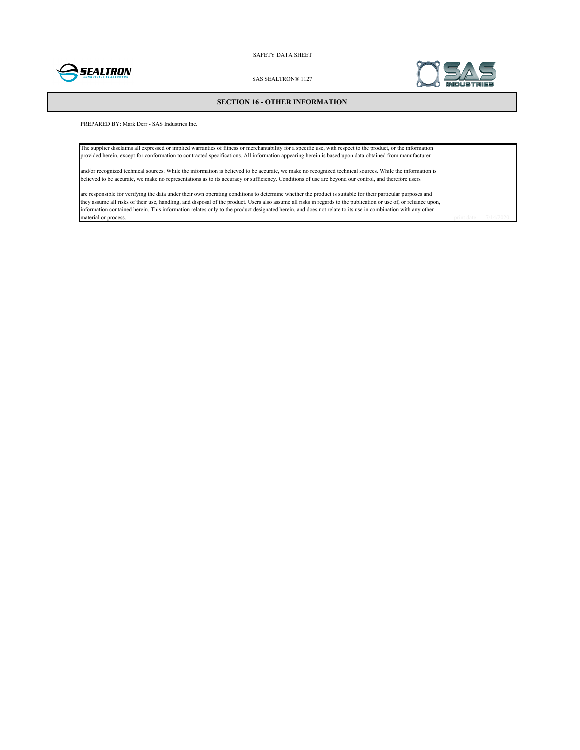## SECTION 16 - OTHER INFORMATION

PREPARED BY: Mark Derr - SAS Industries Inc.

The supplier disclaims all expressed or implied warranties of fitness or merchantability for a specific use, with respect to the product, or the information provided herein, except for conformation to contracted specifications. All information appearing herein is based upon data obtained from manufacturer

and/or recognized technical sources. While the information is believed to be accurate, we make no recognized technical sources. While the information is believed to be accurate, we make no representations as to its accuracy or sufficiency. Conditions of use are beyond our control, and therefore users

are responsible for verifying the data under their own operating conditions to determine whether the product is suitable for their particular purposes and they assume all risks of their use, handling, and disposal of the product. Users also assume all risks in regards to the publication or use of, or reliance upon, information contained herein. This information relates only to the product designated herein, and does not relate to its use in combination with any other material or process.